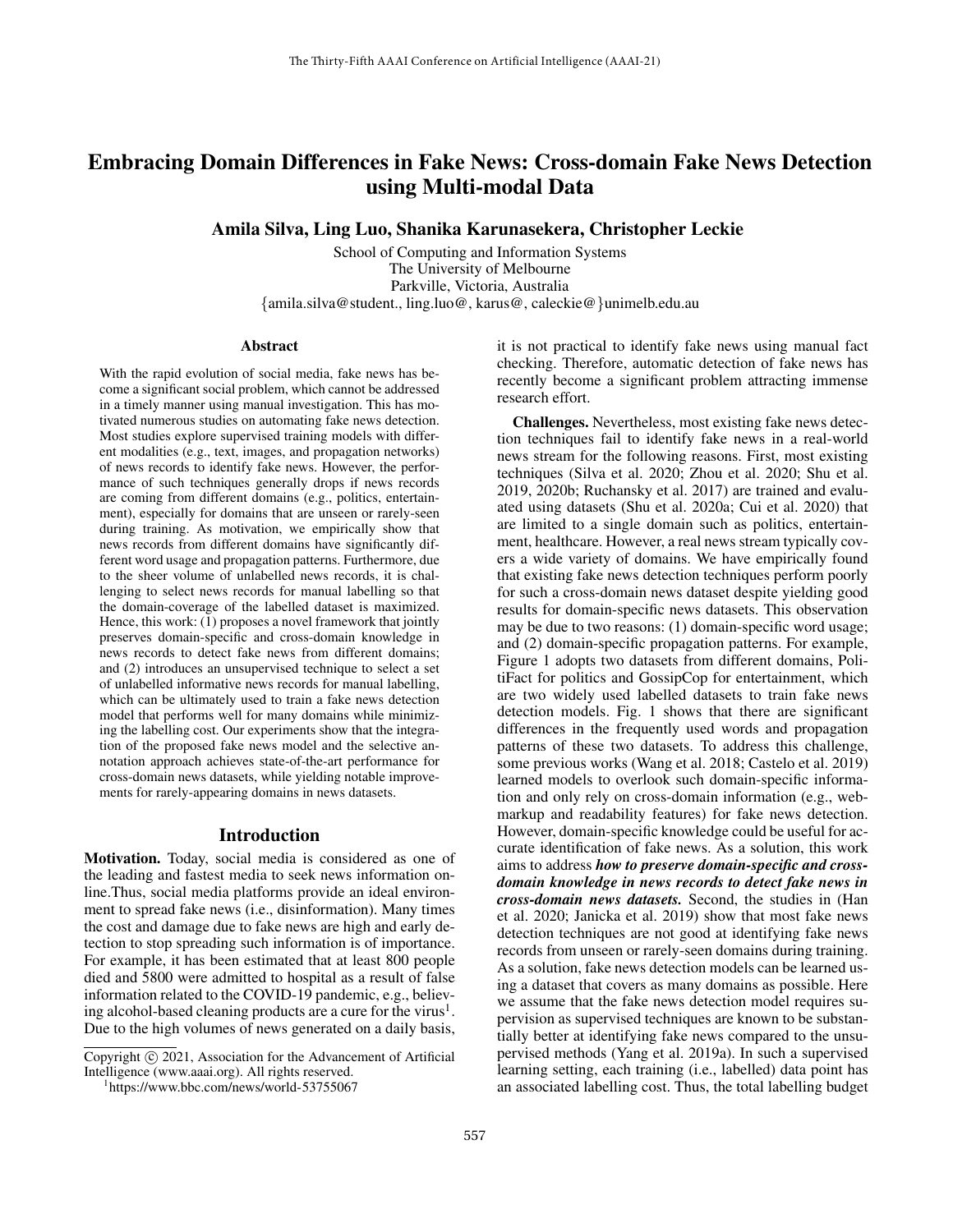# Embracing Domain Differences in Fake News: Cross-domain Fake News Detection using Multi-modal Data

**Amila Silva, Ling Luo, Shanika Karunasekera, Christopher Leckie**

School of Computing and Information Systems
The University of Melbourne
Parkville, Victoria, Australia
{amila.silva@student., ling.luo@, karus@, caleckie@}unimelb.edu.au

## Abstract

With the rapid evolution of social media, fake news has become a significant social problem, which cannot be addressed in a timely manner using manual investigation. This has motivated numerous studies on automating fake news detection. Most studies explore supervised training models with different modalities (e.g., text, images, and propagation networks) of news records to identify fake news. However, the performance of such techniques generally drops if news records are coming from different domains (e.g., politics, entertainment), especially for domains that are unseen or rarely-seen during training. As motivation, we empirically show that news records from different domains have significantly different word usage and propagation patterns. Furthermore, due to the sheer volume of unlabelled news records, it is challenging to select news records for manual labelling so that the domain-coverage of the labelled dataset is maximized. Hence, this work: (1) proposes a novel framework that jointly preserves domain-specific and cross-domain knowledge in news records to detect fake news from different domains; and (2) introduces an unsupervised technique to select a set of unlabelled informative news records for manual labelling, which can be ultimately used to train a fake news detection model that performs well for many domains while minimizing the labelling cost. Our experiments show that the integration of the proposed fake news model and the selective annotation approach achieves state-of-the-art performance for cross-domain news datasets, while yielding notable improvements for rarely-appearing domains in news datasets.

## Introduction

**Motivation.** Today, social media is considered as one of the leading and fastest media to seek news information online.Thus, social media platforms provide an ideal environment to spread fake news (i.e., disinformation). Many times the cost and damage due to fake news are high and early detection to stop spreading such information is of importance. For example, it has been estimated that at least 800 people died and 5800 were admitted to hospital as a result of false information related to the COVID-19 pandemic, e.g., believing alcohol-based cleaning products are a cure for the virus[1]. Due to the high volumes of news generated on a daily basis, it is not practical to identify fake news using manual fact checking. Therefore, automatic detection of fake news has recently become a significant problem attracting immense research effort.

**Challenges.** Nevertheless, most existing fake news detection techniques fail to identify fake news in a real-world news stream for the following reasons. First, most existing techniques (Silva et al. 2020; Zhou et al. 2020; Shu et al. 2019, 2020b; Ruchansky et al. 2017) are trained and evaluated using datasets (Shu et al. 2020a; Cui et al. 2020) that are limited to a single domain such as politics, entertainment, healthcare. However, a real news stream typically covers a wide variety of domains. We have empirically found that existing fake news detection techniques perform poorly for such a cross-domain news dataset despite yielding good results for domain-specific news datasets. This observation may be due to two reasons: (1) domain-specific word usage; and (2) domain-specific propagation patterns. For example, Figure 1 adopts two datasets from different domains, PolitiFact for politics and GossipCop for entertainment, which are two widely used labelled datasets to train fake news detection models. Fig. 1 shows that there are significant differences in the frequently used words and propagation patterns of these two datasets. To address this challenge, some previous works (Wang et al. 2018; Castelo et al. 2019) learned models to overlook such domain-specific information and only rely on cross-domain information (e.g., web-markup and readability features) for fake news detection. However, domain-specific knowledge could be useful for accurate identification of fake news. As a solution, this work aims to address ***how to preserve domain-specific and cross-domain knowledge in news records to detect fake news in cross-domain news datasets.*** Second, the studies in (Han et al. 2020; Janicka et al. 2019) show that most fake news detection techniques are not good at identifying fake news records from unseen or rarely-seen domains during training. As a solution, fake news detection models can be learned using a dataset that covers as many domains as possible. Here we assume that the fake news detection model requires supervision as supervised techniques are known to be substantially better at identifying fake news compared to the unsupervised methods (Yang et al. 2019a). In such a supervised learning setting, each training (i.e., labelled) data point has an associated labelling cost. Thus, the total labelling budget

Copyright © 2021, Association for the Advancement of Artificial Intelligence (www.aaai.org). All rights reserved.

[1] https://www.bbc.com/news/world-53755067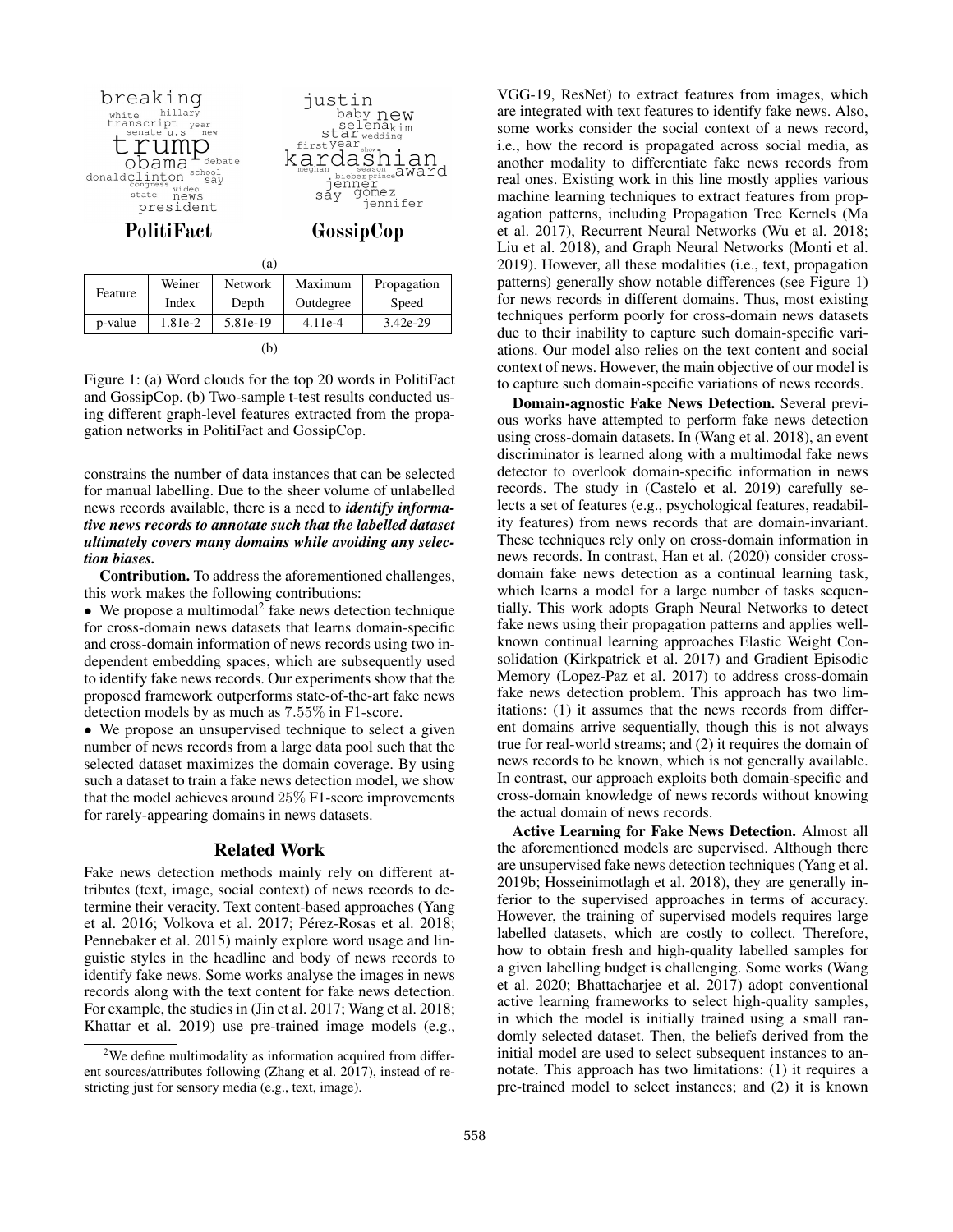| Feature | Weiner Index | Network Depth | Maximum Outdegree | Propagation Speed |
|---|---|---|---|---|
| p-value | 1.81e-2 | 5.81e-19 | 4.11e-4 | 3.42e-29 |

(b)

Figure 1: (a) Word clouds for the top 20 words in PolitiFact and GossipCop. (b) Two-sample t-test results conducted using different graph-level features extracted from the propagation networks in PolitiFact and GossipCop.

constrains the number of data instances that can be selected for manual labelling. Due to the sheer volume of unlabelled news records available, there is a need to ***identify informative news records to annotate such that the labelled dataset ultimately covers many domains while avoiding any selection biases.***

**Contribution.** To address the aforementioned challenges, this work makes the following contributions:

- We propose a multimodal[2] fake news detection technique for cross-domain news datasets that learns domain-specific and cross-domain information of news records using two independent embedding spaces, which are subsequently used to identify fake news records. Our experiments show that the proposed framework outperforms state-of-the-art fake news detection models by as much as $7.55\%$ in F1-score.
- We propose an unsupervised technique to select a given number of news records from a large data pool such that the selected dataset maximizes the domain coverage. By using such a dataset to train a fake news detection model, we show that the model achieves around $25\%$ F1-score improvements for rarely-appearing domains in news datasets.

## Related Work

Fake news detection methods mainly rely on different attributes (text, image, social context) of news records to determine their veracity. Text content-based approaches (Yang et al. 2016; Volkova et al. 2017; Pérez-Rosas et al. 2018; Pennebaker et al. 2015) mainly explore word usage and linguistic styles in the headline and body of news records to identify fake news. Some works analyse the images in news records along with the text content for fake news detection. For example, the studies in (Jin et al. 2017; Wang et al. 2018; Khattar et al. 2019) use pre-trained image models (e.g., VGG-19, ResNet) to extract features from images, which are integrated with text features to identify fake news. Also, some works consider the social context of a news record, i.e., how the record is propagated across social media, as another modality to differentiate fake news records from real ones. Existing work in this line mostly applies various machine learning techniques to extract features from propagation patterns, including Propagation Tree Kernels (Ma et al. 2017), Recurrent Neural Networks (Wu et al. 2018; Liu et al. 2018), and Graph Neural Networks (Monti et al. 2019). However, all these modalities (i.e., text, propagation patterns) generally show notable differences (see Figure 1) for news records in different domains. Thus, most existing techniques perform poorly for cross-domain news datasets due to their inability to capture such domain-specific variations. Our model also relies on the text content and social context of news. However, the main objective of our model is to capture such domain-specific variations of news records.

**Domain-agnostic Fake News Detection.** Several previous works have attempted to perform fake news detection using cross-domain datasets. In (Wang et al. 2018), an event discriminator is learned along with a multimodal fake news detector to overlook domain-specific information in news records. The study in (Castelo et al. 2019) carefully selects a set of features (e.g., psychological features, readability features) from news records that are domain-invariant. These techniques rely only on cross-domain information in news records. In contrast, Han et al. (2020) consider cross-domain fake news detection as a continual learning task, which learns a model for a large number of tasks sequentially. This work adopts Graph Neural Networks to detect fake news using their propagation patterns and applies well-known continual learning approaches Elastic Weight Consolidation (Kirkpatrick et al. 2017) and Gradient Episodic Memory (Lopez-Paz et al. 2017) to address cross-domain fake news detection problem. This approach has two limitations: (1) it assumes that the news records from different domains arrive sequentially, though this is not always true for real-world streams; and (2) it requires the domain of news records to be known, which is not generally available. In contrast, our approach exploits both domain-specific and cross-domain knowledge of news records without knowing the actual domain of news records.

**Active Learning for Fake News Detection.** Almost all the aforementioned models are supervised. Although there are unsupervised fake news detection techniques (Yang et al. 2019b; Hosseinimotlagh et al. 2018), they are generally inferior to the supervised approaches in terms of accuracy. However, the training of supervised models requires large labelled datasets, which are costly to collect. Therefore, how to obtain fresh and high-quality labelled samples for a given labelling budget is challenging. Some works (Wang et al. 2020; Bhattacharjee et al. 2017) adopt conventional active learning frameworks to select high-quality samples, in which the model is initially trained using a small randomly selected dataset. Then, the beliefs derived from the initial model are used to select subsequent instances to annotate. This approach has two limitations: (1) it requires a pre-trained model to select instances; and (2) it is known

[2] We define multimodality as information acquired from different sources/attributes following (Zhang et al. 2017), instead of restricting just for sensory media (e.g., text, image).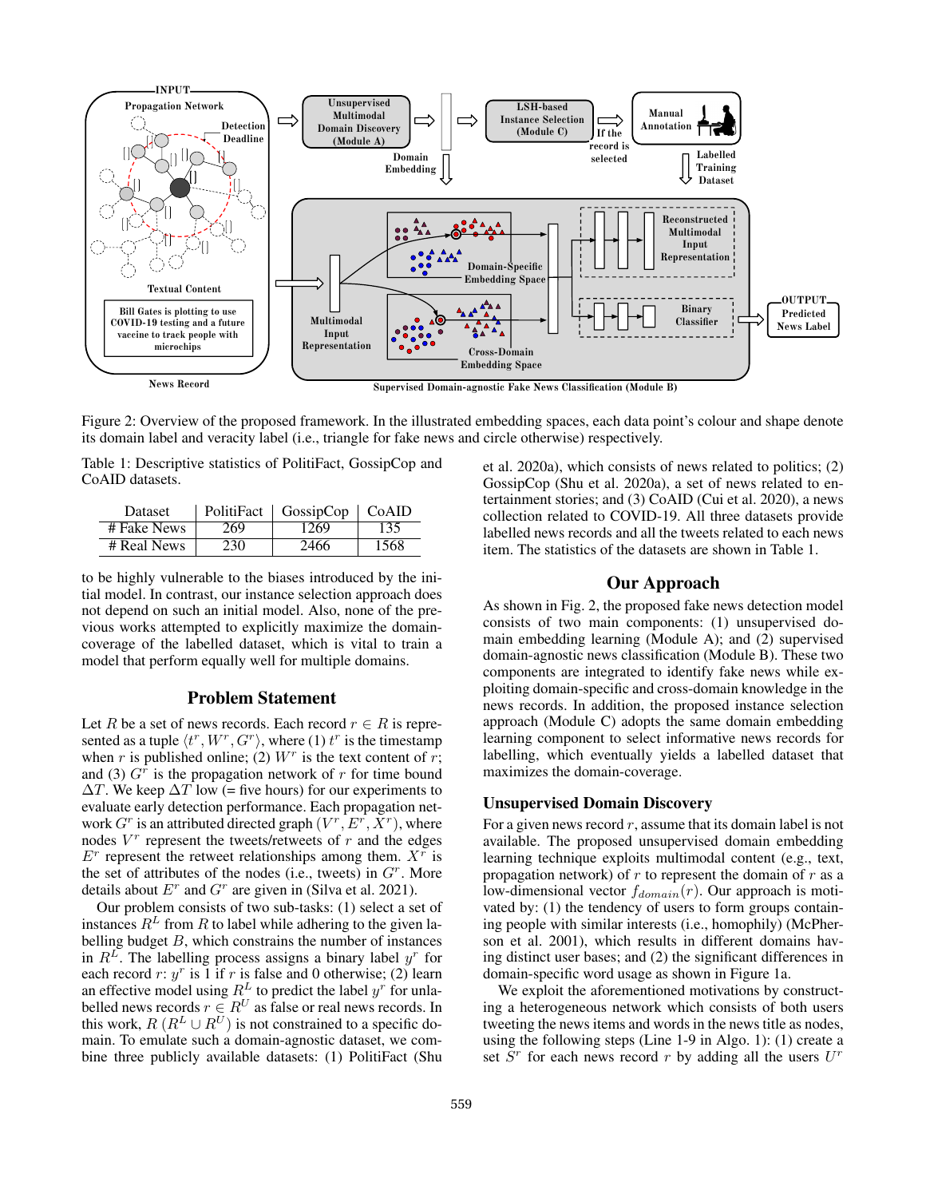Figure 2: Overview of the proposed framework. In the illustrated embedding spaces, each data point's colour and shape denote its domain label and veracity label (i.e., triangle for fake news and circle otherwise) respectively.

Table 1: Descriptive statistics of PolitiFact, GossipCop and CoAID datasets.

| Dataset | PolitiFact | GossipCop | CoAID |
|---|---|---|---|
| # Fake News | 269 | 1269 | 135 |
| # Real News | 230 | 2466 | 1568 |

to be highly vulnerable to the biases introduced by the initial model. In contrast, our instance selection approach does not depend on such an initial model. Also, none of the previous works attempted to explicitly maximize the domain-coverage of the labelled dataset, which is vital to train a model that perform equally well for multiple domains.

## Problem Statement

Let $R$ be a set of news records. Each record $r \in R$ is represented as a tuple $\langle t^r, W^r, G^r \rangle$, where (1) $t^r$ is the timestamp when $r$ is published online; (2) $W^r$ is the text content of $r$; and (3) $G^r$ is the propagation network of $r$ for time bound $\Delta T$. We keep $\Delta T$ low (= five hours) for our experiments to evaluate early detection performance. Each propagation network $G^r$ is an attributed directed graph $(V^r, E^r, X^r)$, where nodes $V^r$ represent the tweets/retweets of $r$ and the edges $E^r$ represent the retweet relationships among them. $X^r$ is the set of attributes of the nodes (i.e., tweets) in $G^r$. More details about $E^r$ and $G^r$ are given in (Silva et al. 2021).

Our problem consists of two sub-tasks: (1) select a set of instances $R^L$ from $R$ to label while adhering to the given labelling budget $B$, which constrains the number of instances in $R^L$. The labelling process assigns a binary label $y^r$ for each record $r$: $y^r$ is 1 if $r$ is false and 0 otherwise; (2) learn an effective model using $R^L$ to predict the label $y^r$ for unlabelled news records $r \in R^U$ as false or real news records. In this work, $R$ ($R^L \cup R^U$) is not constrained to a specific domain. To emulate such a domain-agnostic dataset, we combine three publicly available datasets: (1) PolitiFact (Shu et al. 2020a), which consists of news related to politics; (2) GossipCop (Shu et al. 2020a), a set of news related to entertainment stories; and (3) CoAID (Cui et al. 2020), a news collection related to COVID-19. All three datasets provide labelled news records and all the tweets related to each news item. The statistics of the datasets are shown in Table 1.

## Our Approach

As shown in Fig. 2, the proposed fake news detection model consists of two main components: (1) unsupervised domain embedding learning (Module A); and (2) supervised domain-agnostic news classification (Module B). These two components are integrated to identify fake news while exploiting domain-specific and cross-domain knowledge in the news records. In addition, the proposed instance selection approach (Module C) adopts the same domain embedding learning component to select informative news records for labelling, which eventually yields a labelled dataset that maximizes the domain-coverage.

### Unsupervised Domain Discovery

For a given news record $r$, assume that its domain label is not available. The proposed unsupervised domain embedding learning technique exploits multimodal content (e.g., text, propagation network) of $r$ to represent the domain of $r$ as a low-dimensional vector $f_{domain}(r)$. Our approach is motivated by: (1) the tendency of users to form groups containing people with similar interests (i.e., homophily) (McPherson et al. 2001), which results in different domains having distinct user bases; and (2) the significant differences in domain-specific word usage as shown in Figure 1a.

We exploit the aforementioned motivations by constructing a heterogeneous network which consists of both users tweeting the news items and words in the news title as nodes, using the following steps (Line 1-9 in Algo. 1): (1) create a set $S^r$ for each news record $r$ by adding all the users $U^r$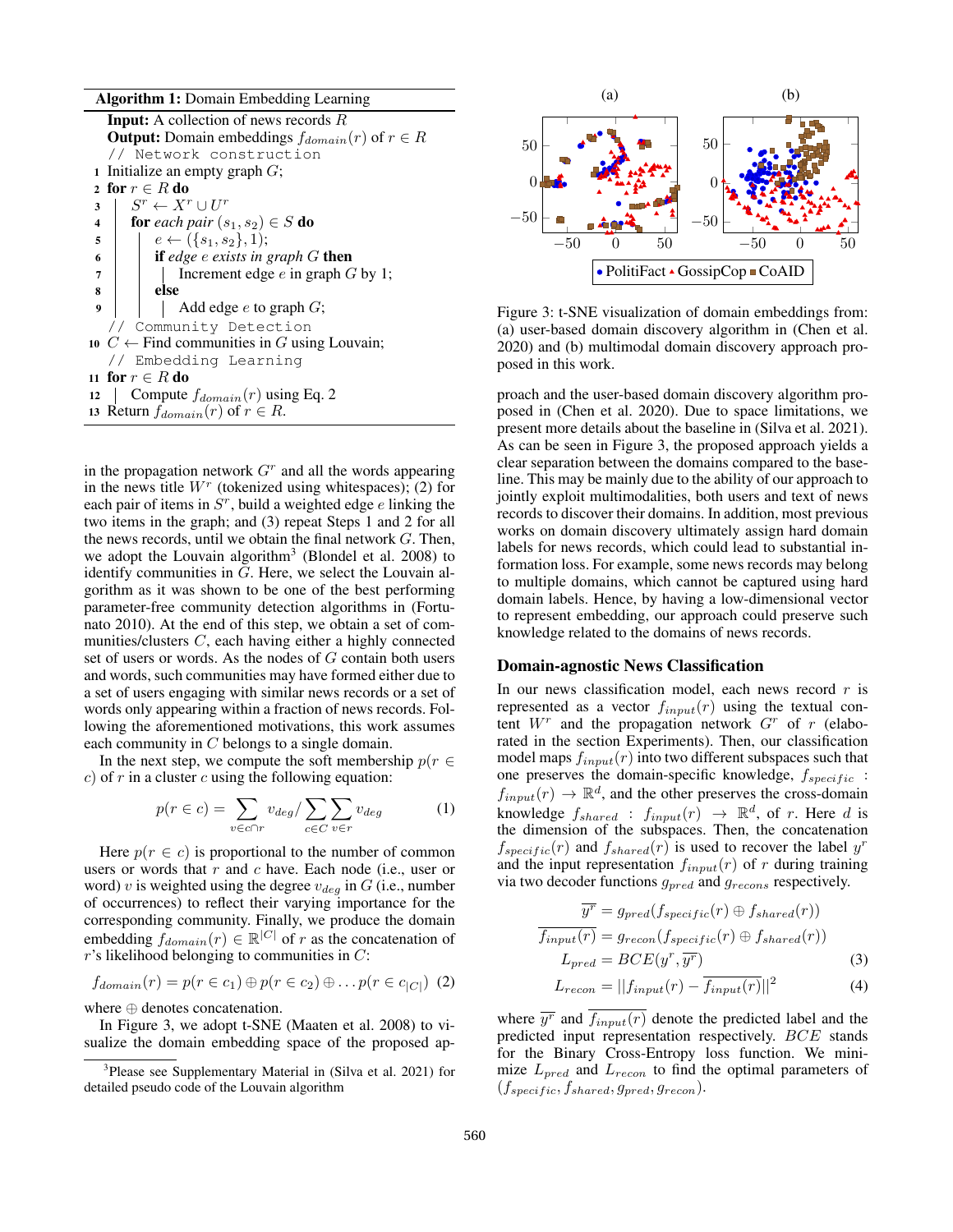**Algorithm 1:** Domain Embedding Learning

```
Input: A collection of news records R
Output: Domain embeddings f_domain(r) of r ∈ R
// Network construction
1  Initialize an empty graph G;
2  for r ∈ R do
3  |  S^r ← X^r ∪ U^r
4  |  for each pair (s_1, s_2) ∈ S do
5  |  |  e ← ({s_1, s_2}, 1);
6  |  |  if edge e exists in graph G then
7  |  |  |  Increment edge e in graph G by 1;
8  |  |  else
9  |  |  |  Add edge e to graph G;
// Community Detection
10 C ← Find communities in G using Louvain;
// Embedding Learning
11 for r ∈ R do
12 |  Compute f_domain(r) using Eq. 2
13 Return f_domain(r) of r ∈ R.
```

in the propagation network $G^r$ and all the words appearing in the news title $W^r$ (tokenized using whitespaces); (2) for each pair of items in $S^r$, build a weighted edge $e$ linking the two items in the graph; and (3) repeat Steps 1 and 2 for all the news records, until we obtain the final network $G$. Then, we adopt the Louvain algorithm[3] (Blondel et al. 2008) to identify communities in $G$. Here, we select the Louvain algorithm as it was shown to be one of the best performing parameter-free community detection algorithms in (Fortunato 2010). At the end of this step, we obtain a set of communities/clusters $C$, each having either a highly connected set of users or words. As the nodes of $G$ contain both users and words, such communities may have formed either due to a set of users engaging with similar news records or a set of words only appearing within a fraction of news records. Following the aforementioned motivations, this work assumes each community in $C$ belongs to a single domain.

In the next step, we compute the soft membership $p(r \in c)$ of $r$ in a cluster $c$ using the following equation:

$$p(r \in c) = \sum_{v \in c \cap r} v_{deg} / \sum_{c \in C} \sum_{v \in r} v_{deg} \tag{1}$$

Here $p(r \in c)$ is proportional to the number of common users or words that $r$ and $c$ have. Each node (i.e., user or word) $v$ is weighted using the degree $v_{deg}$ in $G$ (i.e., number of occurrences) to reflect their varying importance for the corresponding community. Finally, we produce the domain embedding $f_{domain}(r) \in \mathbb{R}^{|C|}$ of $r$ as the concatenation of $r$'s likelihood belonging to communities in $C$:

$$f_{domain}(r) = p(r \in c_1) \oplus p(r \in c_2) \oplus \dots p(r \in c_{|C|}) \tag{2}$$

where $\oplus$ denotes concatenation.

In Figure 3, we adopt t-SNE (Maaten et al. 2008) to visualize the domain embedding space of the proposed approach and the user-based domain discovery algorithm proposed in (Chen et al. 2020). Due to space limitations, we present more details about the baseline in (Silva et al. 2021). As can be seen in Figure 3, the proposed approach yields a clear separation between the domains compared to the baseline. This may be mainly due to the ability of our approach to jointly exploit multimodalities, both users and text of news records to discover their domains. In addition, most previous works on domain discovery ultimately assign hard domain labels for news records, which could lead to substantial information loss. For example, some news records may belong to multiple domains, which cannot be captured using hard domain labels. Hence, by having a low-dimensional vector to represent embedding, our approach could preserve such knowledge related to the domains of news records.

[3]Please see Supplementary Material in (Silva et al. 2021) for detailed pseudo code of the Louvain algorithm

Figure 3: t-SNE visualization of domain embeddings from: (a) user-based domain discovery algorithm in (Chen et al. 2020) and (b) multimodal domain discovery approach proposed in this work.

## Domain-agnostic News Classification

In our news classification model, each news record $r$ is represented as a vector $f_{input}(r)$ using the textual content $W^r$ and the propagation network $G^r$ of $r$ (elaborated in the section Experiments). Then, our classification model maps $f_{input}(r)$ into two different subspaces such that one preserves the domain-specific knowledge, $f_{specific} : f_{input}(r) \rightarrow \mathbb{R}^d$, and the other preserves the cross-domain knowledge $f_{shared} : f_{input}(r) \rightarrow \mathbb{R}^d$, of $r$. Here $d$ is the dimension of the subspaces. Then, the concatenation $f_{specific}(r)$ and $f_{shared}(r)$ is used to recover the label $y^r$ and the input representation $f_{input}(r)$ of $r$ during training via two decoder functions $g_{pred}$ and $g_{recons}$ respectively.

$$\overline{y^r} = g_{pred}(f_{specific}(r) \oplus f_{shared}(r))$$

$$\overline{f_{input}(r)} = g_{recon}(f_{specific}(r) \oplus f_{shared}(r))$$

$$L_{pred} = BCE(y^r, \overline{y^r}) \tag{3}$$

$$L_{recon} = ||f_{input}(r) - \overline{f_{input}(r)}||^2 \tag{4}$$

where $\overline{y^r}$ and $\overline{f_{input}(r)}$ denote the predicted label and the predicted input representation respectively. $BCE$ stands for the Binary Cross-Entropy loss function. We minimize $L_{pred}$ and $L_{recon}$ to find the optimal parameters of $(f_{specific}, f_{shared}, g_{pred}, g_{recon})$.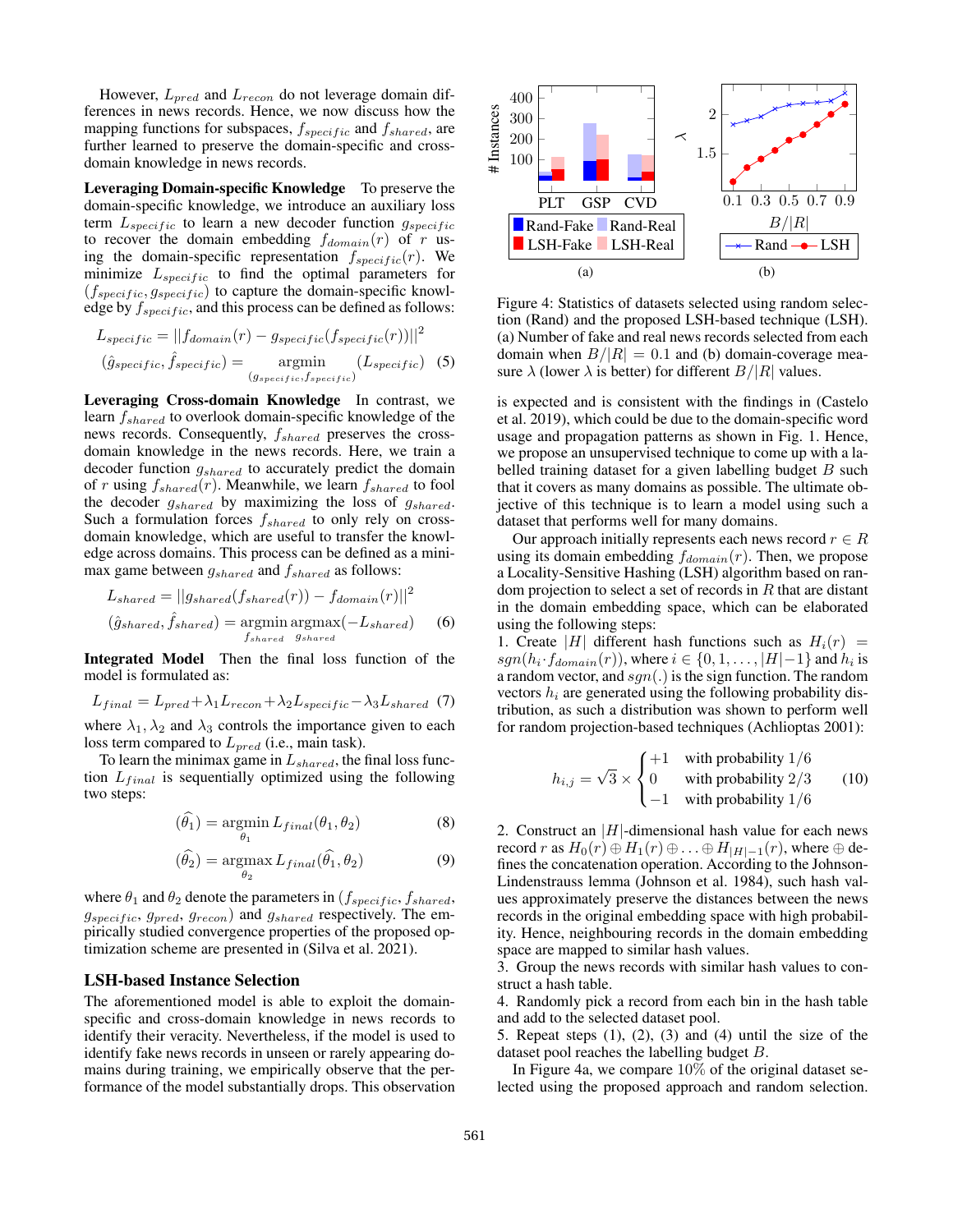However, $L_{pred}$ and $L_{recon}$ do not leverage domain differences in news records. Hence, we now discuss how the mapping functions for subspaces, $f_{specific}$ and $f_{shared}$, are further learned to preserve the domain-specific and cross-domain knowledge in news records.

**Leveraging Domain-specific Knowledge** To preserve the domain-specific knowledge, we introduce an auxiliary loss term $L_{specific}$ to learn a new decoder function $g_{specific}$ to recover the domain embedding $f_{domain}(r)$ of $r$ using the domain-specific representation $f_{specific}(r)$. We minimize $L_{specific}$ to find the optimal parameters for $(f_{specific}, g_{specific})$ to capture the domain-specific knowledge by $f_{specific}$, and this process can be defined as follows:

$$L_{specific} = ||f_{domain}(r) - g_{specific}(f_{specific}(r))||^2$$
$$(\hat{g}_{specific}, \hat{f}_{specific}) = \underset{(g_{specific}, f_{specific})}{\operatorname{argmin}} (L_{specific}) \quad (5)$$

**Leveraging Cross-domain Knowledge** In contrast, we learn $f_{shared}$ to overlook domain-specific knowledge of the news records. Consequently, $f_{shared}$ preserves the cross-domain knowledge in the news records. Here, we train a decoder function $g_{shared}$ to accurately predict the domain of $r$ using $f_{shared}(r)$. Meanwhile, we learn $f_{shared}$ to fool the decoder $g_{shared}$ by maximizing the loss of $g_{shared}$. Such a formulation forces $f_{shared}$ to only rely on cross-domain knowledge, which are useful to transfer the knowledge across domains. This process can be defined as a minimax game between $g_{shared}$ and $f_{shared}$ as follows:

$$L_{shared} = ||g_{shared}(f_{shared}(r)) - f_{domain}(r)||^2$$
$$(\hat{g}_{shared}, \hat{f}_{shared}) = \underset{f_{shared}}{\operatorname{argmin}} \underset{g_{shared}}{\operatorname{argmax}} (-L_{shared}) \quad (6)$$

**Integrated Model** Then the final loss function of the model is formulated as:

$$L_{final} = L_{pred} + \lambda_1 L_{recon} + \lambda_2 L_{specific} - \lambda_3 L_{shared} \quad (7)$$

where $\lambda_1, \lambda_2$ and $\lambda_3$ controls the importance given to each loss term compared to $L_{pred}$ (i.e., main task).

To learn the minimax game in $L_{shared}$, the final loss function $L_{final}$ is sequentially optimized using the following two steps:

$$(\widehat{\theta}_1) = \underset{\theta_1}{\operatorname{argmin}}\, L_{final}(\theta_1, \theta_2) \quad (8)$$

$$(\widehat{\theta}_2) = \underset{\theta_2}{\operatorname{argmax}}\, L_{final}(\widehat{\theta}_1, \theta_2) \quad (9)$$

where $\theta_1$ and $\theta_2$ denote the parameters in ($f_{specific}$, $f_{shared}$, $g_{specific}$, $g_{pred}$, $g_{recon}$) and $g_{shared}$ respectively. The empirically studied convergence properties of the proposed optimization scheme are presented in (Silva et al. 2021).

## LSH-based Instance Selection

The aforementioned model is able to exploit the domain-specific and cross-domain knowledge in news records to identify their veracity. Nevertheless, if the model is used to identify fake news records in unseen or rarely appearing domains during training, we empirically observe that the performance of the model substantially drops. This observation is expected and is consistent with the findings in (Castelo et al. 2019), which could be due to the domain-specific word usage and propagation patterns as shown in Fig. 1. Hence, we propose an unsupervised technique to come up with a labelled training dataset for a given labelling budget $B$ such that it covers as many domains as possible. The ultimate objective of this technique is to learn a model using such a dataset that performs well for many domains.

Figure 4: Statistics of datasets selected using random selection (Rand) and the proposed LSH-based technique (LSH). (a) Number of fake and real news records selected from each domain when $B/|R| = 0.1$ and (b) domain-coverage measure $\lambda$ (lower $\lambda$ is better) for different $B/|R|$ values.

Our approach initially represents each news record $r \in R$ using its domain embedding $f_{domain}(r)$. Then, we propose a Locality-Sensitive Hashing (LSH) algorithm based on random projection to select a set of records in $R$ that are distant in the domain embedding space, which can be elaborated using the following steps:

1. Create $|H|$ different hash functions such as $H_i(r) = sgn(h_i \cdot f_{domain}(r))$, where $i \in \{0, 1, \ldots, |H|-1\}$ and $h_i$ is a random vector, and $sgn(.)$ is the sign function. The random vectors $h_i$ are generated using the following probability distribution, as such a distribution was shown to perform well for random projection-based techniques (Achlioptas 2001):

$$h_{i,j} = \sqrt{3} \times \begin{cases} +1 & \text{with probability } 1/6 \\ 0 & \text{with probability } 2/3 \\ -1 & \text{with probability } 1/6 \end{cases} \quad (10)$$

2. Construct an $|H|$-dimensional hash value for each news record $r$ as $H_0(r) \oplus H_1(r) \oplus \ldots \oplus H_{|H|-1}(r)$, where $\oplus$ defines the concatenation operation. According to the Johnson-Lindenstrauss lemma (Johnson et al. 1984), such hash values approximately preserve the distances between the news records in the original embedding space with high probability. Hence, neighbouring records in the domain embedding space are mapped to similar hash values.
3. Group the news records with similar hash values to construct a hash table.
4. Randomly pick a record from each bin in the hash table and add to the selected dataset pool.
5. Repeat steps (1), (2), (3) and (4) until the size of the dataset pool reaches the labelling budget $B$.

In Figure 4a, we compare 10% of the original dataset selected using the proposed approach and random selection.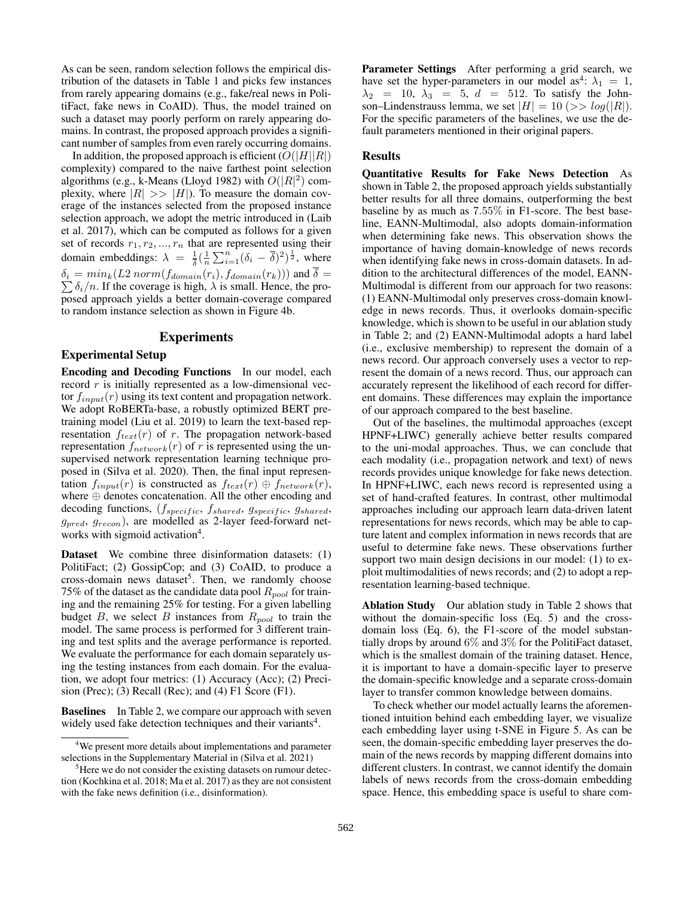As can be seen, random selection follows the empirical distribution of the datasets in Table 1 and picks few instances from rarely appearing domains (e.g., fake/real news in PolitiFact, fake news in CoAID). Thus, the model trained on such a dataset may poorly perform on rarely appearing domains. In contrast, the proposed approach provides a significant number of samples from even rarely occurring domains.

In addition, the proposed approach is efficient ($O(|H||R|)$ complexity) compared to the naive farthest point selection algorithms (e.g., k-Means (Lloyd 1982) with $O(|R|^2)$ complexity, where $|R| >> |H|$). To measure the domain coverage of the instances selected from the proposed instance selection approach, we adopt the metric introduced in (Laib et al. 2017), which can be computed as follows for a given set of records $r_1, r_2, ..., r_n$ that are represented using their domain embeddings: $\lambda = \frac{1}{\bar{\delta}}(\frac{1}{n}\sum_{i=1}^{n}(\delta_i - \bar{\delta})^2)^{\frac{1}{2}}$, where $\delta_i = min_k(L2\ norm(f_{domain}(r_i), f_{domain}(r_k)))$ and $\bar{\delta} = \sum \delta_i/n$. If the coverage is high, $\lambda$ is small. Hence, the proposed approach yields a better domain-coverage compared to random instance selection as shown in Figure 4b.

## Experiments

### Experimental Setup

**Encoding and Decoding Functions** In our model, each record $r$ is initially represented as a low-dimensional vector $f_{input}(r)$ using its text content and propagation network. We adopt RoBERTa-base, a robustly optimized BERT pretraining model (Liu et al. 2019) to learn the text-based representation $f_{text}(r)$ of $r$. The propagation network-based representation $f_{network}(r)$ of $r$ is represented using the unsupervised network representation learning technique proposed in (Silva et al. 2020). Then, the final input representation $f_{input}(r)$ is constructed as $f_{text}(r) \oplus f_{network}(r)$, where $\oplus$ denotes concatenation. All the other encoding and decoding functions, ($f_{specific}$, $f_{shared}$, $g_{specific}$, $g_{shared}$, $g_{pred}$, $g_{recon}$), are modelled as 2-layer feed-forward networks with sigmoid activation[4].

**Dataset** We combine three disinformation datasets: (1) PolitiFact; (2) GossipCop; and (3) CoAID, to produce a cross-domain news dataset[5]. Then, we randomly choose 75% of the dataset as the candidate data pool $R_{pool}$ for training and the remaining 25% for testing. For a given labelling budget $B$, we select $B$ instances from $R_{pool}$ to train the model. The same process is performed for 3 different training and test splits and the average performance is reported. We evaluate the performance for each domain separately using the testing instances from each domain. For the evaluation, we adopt four metrics: (1) Accuracy (Acc); (2) Precision (Prec); (3) Recall (Rec); and (4) F1 Score (F1).

**Baselines** In Table 2, we compare our approach with seven widely used fake detection techniques and their variants[4].

**Parameter Settings** After performing a grid search, we have set the hyper-parameters in our model as[4]: $\lambda_1 = 1$, $\lambda_2 = 10$, $\lambda_3 = 5$, $d = 512$. To satisfy the Johnson–Lindenstrauss lemma, we set $|H| = 10$ ($>> log(|R|)$. For the specific parameters of the baselines, we use the default parameters mentioned in their original papers.

### Results

**Quantitative Results for Fake News Detection** As shown in Table 2, the proposed approach yields substantially better results for all three domains, outperforming the best baseline by as much as 7.55% in F1-score. The best baseline, EANN-Multimodal, also adopts domain-information when determining fake news. This observation shows the importance of having domain-knowledge of news records when identifying fake news in cross-domain datasets. In addition to the architectural differences of the model, EANN-Multimodal is different from our approach for two reasons: (1) EANN-Multimodal only preserves cross-domain knowledge in news records. Thus, it overlooks domain-specific knowledge, which is shown to be useful in our ablation study in Table 2; and (2) EANN-Multimodal adopts a hard label (i.e., exclusive membership) to represent the domain of a news record. Our approach conversely uses a vector to represent the domain of a news record. Thus, our approach can accurately represent the likelihood of each record for different domains. These differences may explain the importance of our approach compared to the best baseline.

Out of the baselines, the multimodal approaches (except HPNF+LIWC) generally achieve better results compared to the uni-modal approaches. Thus, we can conclude that each modality (i.e., propagation network and text) of news records provides unique knowledge for fake news detection. In HPNF+LIWC, each news record is represented using a set of hand-crafted features. In contrast, other multimodal approaches including our approach learn data-driven latent representations for news records, which may be able to capture latent and complex information in news records that are useful to determine fake news. These observations further support two main design decisions in our model: (1) to exploit multimodalities of news records; and (2) to adopt a representation learning-based technique.

**Ablation Study** Our ablation study in Table 2 shows that without the domain-specific loss (Eq. 5) and the cross-domain loss (Eq. 6), the F1-score of the model substantially drops by around 6% and 3% for the PolitiFact dataset, which is the smallest domain of the training dataset. Hence, it is important to have a domain-specific layer to preserve the domain-specific knowledge and a separate cross-domain layer to transfer common knowledge between domains.

To check whether our model actually learns the aforementioned intuition behind each embedding layer, we visualize each embedding layer using t-SNE in Figure 5. As can be seen, the domain-specific embedding layer preserves the domain of the news records by mapping different domains into different clusters. In contrast, we cannot identify the domain labels of news records from the cross-domain embedding space. Hence, this embedding space is useful to share com-

[4]We present more details about implementations and parameter selections in the Supplementary Material in (Silva et al. 2021)

[5]Here we do not consider the existing datasets on rumour detection (Kochkina et al. 2018; Ma et al. 2017) as they are not consistent with the fake news definition (i.e., disinformation).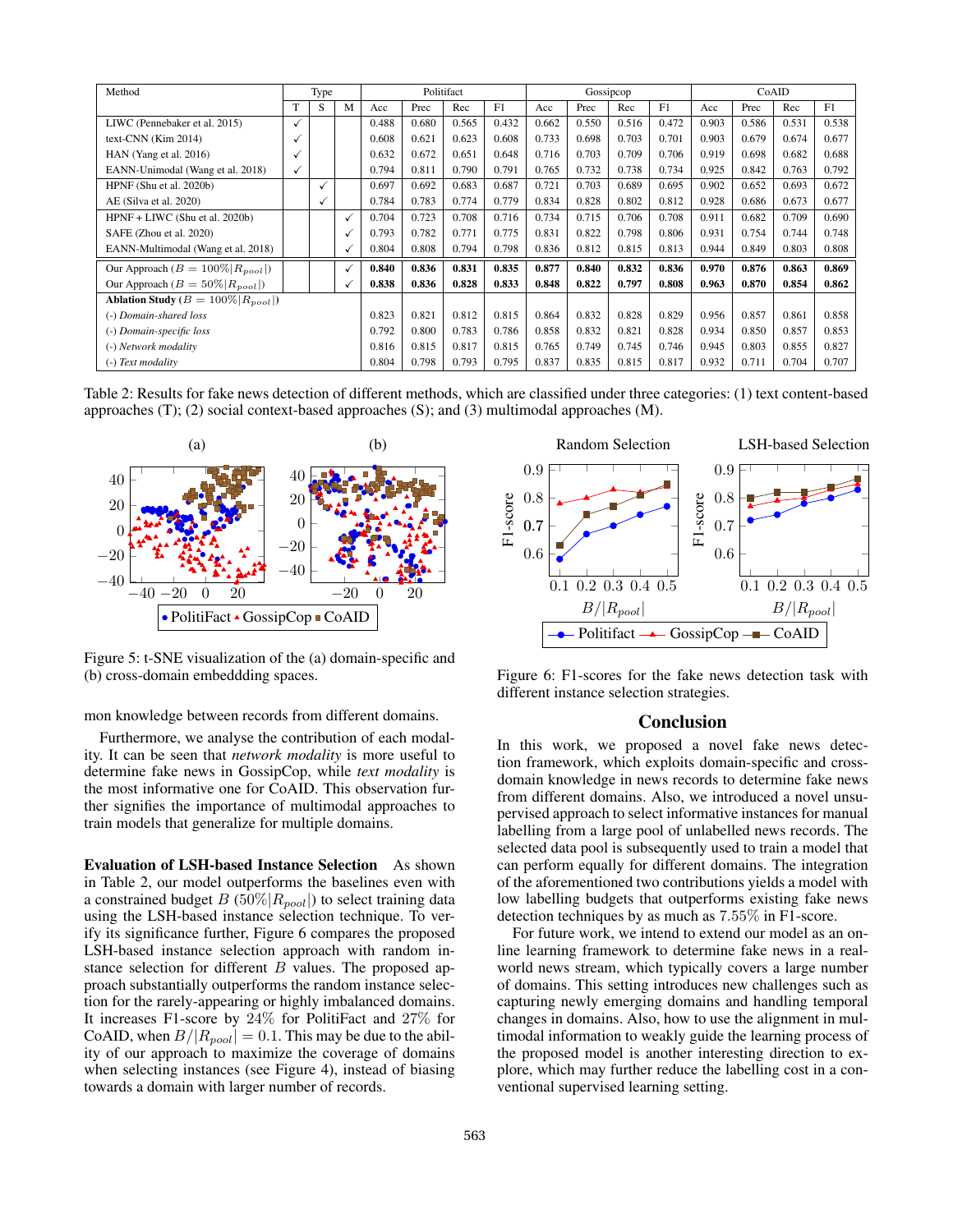| Method | Type | | | Politifact | | | | Gossipcop | | | | CoAID | | | |
|---|---|---|---|---|---|---|---|---|---|---|---|---|---|---|---|
| | T | S | M | Acc | Prec | Rec | F1 | Acc | Prec | Rec | F1 | Acc | Prec | Rec | F1 |
| LIWC (Pennebaker et al. 2015) | ✓ | | | 0.488 | 0.680 | 0.565 | 0.432 | 0.662 | 0.550 | 0.516 | 0.472 | 0.903 | 0.586 | 0.531 | 0.538 |
| text-CNN (Kim 2014) | ✓ | | | 0.608 | 0.621 | 0.623 | 0.608 | 0.733 | 0.698 | 0.703 | 0.701 | 0.903 | 0.679 | 0.674 | 0.677 |
| HAN (Yang et al. 2016) | ✓ | | | 0.632 | 0.672 | 0.651 | 0.648 | 0.716 | 0.703 | 0.709 | 0.706 | 0.919 | 0.698 | 0.682 | 0.688 |
| EANN-Unimodal (Wang et al. 2018) | ✓ | | | 0.794 | 0.811 | 0.790 | 0.791 | 0.765 | 0.732 | 0.738 | 0.734 | 0.925 | 0.842 | 0.763 | 0.792 |
| HPNF (Shu et al. 2020b) | | ✓ | | 0.697 | 0.692 | 0.683 | 0.687 | 0.721 | 0.703 | 0.689 | 0.695 | 0.902 | 0.652 | 0.693 | 0.672 |
| AE (Silva et al. 2020) | | ✓ | | 0.784 | 0.783 | 0.774 | 0.779 | 0.834 | 0.828 | 0.802 | 0.812 | 0.928 | 0.686 | 0.673 | 0.677 |
| HPNF + LIWC (Shu et al. 2020b) | | | ✓ | 0.704 | 0.723 | 0.708 | 0.716 | 0.734 | 0.715 | 0.706 | 0.708 | 0.911 | 0.682 | 0.709 | 0.690 |
| SAFE (Zhou et al. 2020) | | | ✓ | 0.793 | 0.782 | 0.771 | 0.775 | 0.831 | 0.822 | 0.798 | 0.806 | 0.931 | 0.754 | 0.744 | 0.748 |
| EANN-Multimodal (Wang et al. 2018) | | | ✓ | 0.804 | 0.808 | 0.794 | 0.798 | 0.836 | 0.812 | 0.815 | 0.813 | 0.944 | 0.849 | 0.803 | 0.808 |
| Our Approach ($B = 100\%\lvert R_{pool}\rvert$) | | | ✓ | **0.840** | **0.836** | **0.831** | **0.835** | **0.877** | **0.840** | **0.832** | **0.836** | **0.970** | **0.876** | **0.863** | **0.869** |
| Our Approach ($B = 50\%\lvert R_{pool}\rvert$) | | | ✓ | **0.838** | **0.836** | **0.828** | **0.833** | **0.848** | **0.822** | **0.797** | **0.808** | **0.963** | **0.870** | **0.854** | **0.862** |
| **Ablation Study** ($B = 100\%\lvert R_{pool}\rvert$) | | | | | | | | | | | | | | | |
| (-) *Domain-shared loss* | | | | 0.823 | 0.821 | 0.812 | 0.815 | 0.864 | 0.832 | 0.828 | 0.829 | 0.956 | 0.857 | 0.861 | 0.858 |
| (-) *Domain-specific loss* | | | | 0.792 | 0.800 | 0.783 | 0.786 | 0.858 | 0.832 | 0.821 | 0.828 | 0.934 | 0.850 | 0.857 | 0.853 |
| (-) *Network modality* | | | | 0.816 | 0.815 | 0.817 | 0.815 | 0.765 | 0.749 | 0.745 | 0.746 | 0.945 | 0.803 | 0.855 | 0.827 |
| (-) *Text modality* | | | | 0.804 | 0.798 | 0.793 | 0.795 | 0.837 | 0.835 | 0.815 | 0.817 | 0.932 | 0.711 | 0.704 | 0.707 |

Table 2: Results for fake news detection of different methods, which are classified under three categories: (1) text content-based approaches (T); (2) social context-based approaches (S); and (3) multimodal approaches (M).

Figure 5: t-SNE visualization of the (a) domain-specific and (b) cross-domain embeddding spaces.

mon knowledge between records from different domains.

Furthermore, we analyse the contribution of each modality. It can be seen that *network modality* is more useful to determine fake news in GossipCop, while *text modality* is the most informative one for CoAID. This observation further signifies the importance of multimodal approaches to train models that generalize for multiple domains.

**Evaluation of LSH-based Instance Selection** As shown in Table 2, our model outperforms the baselines even with a constrained budget $B$ ($50\%|R_{pool}|$) to select training data using the LSH-based instance selection technique. To verify its significance further, Figure 6 compares the proposed LSH-based instance selection approach with random instance selection for different $B$ values. The proposed approach substantially outperforms the random instance selection for the rarely-appearing or highly imbalanced domains. It increases F1-score by $24\%$ for PolitiFact and $27\%$ for CoAID, when $B/|R_{pool}| = 0.1$. This may be due to the ability of our approach to maximize the coverage of domains when selecting instances (see Figure 4), instead of biasing towards a domain with larger number of records.

Figure 6: F1-scores for the fake news detection task with different instance selection strategies.

## Conclusion

In this work, we proposed a novel fake news detection framework, which exploits domain-specific and cross-domain knowledge in news records to determine fake news from different domains. Also, we introduced a novel unsupervised approach to select informative instances for manual labelling from a large pool of unlabelled news records. The selected data pool is subsequently used to train a model that can perform equally for different domains. The integration of the aforementioned two contributions yields a model with low labelling budgets that outperforms existing fake news detection techniques by as much as $7.55\%$ in F1-score.

For future work, we intend to extend our model as an online learning framework to determine fake news in a real-world news stream, which typically covers a large number of domains. This setting introduces new challenges such as capturing newly emerging domains and handling temporal changes in domains. Also, how to use the alignment in multimodal information to weakly guide the learning process of the proposed model is another interesting direction to explore, which may further reduce the labelling cost in a conventional supervised learning setting.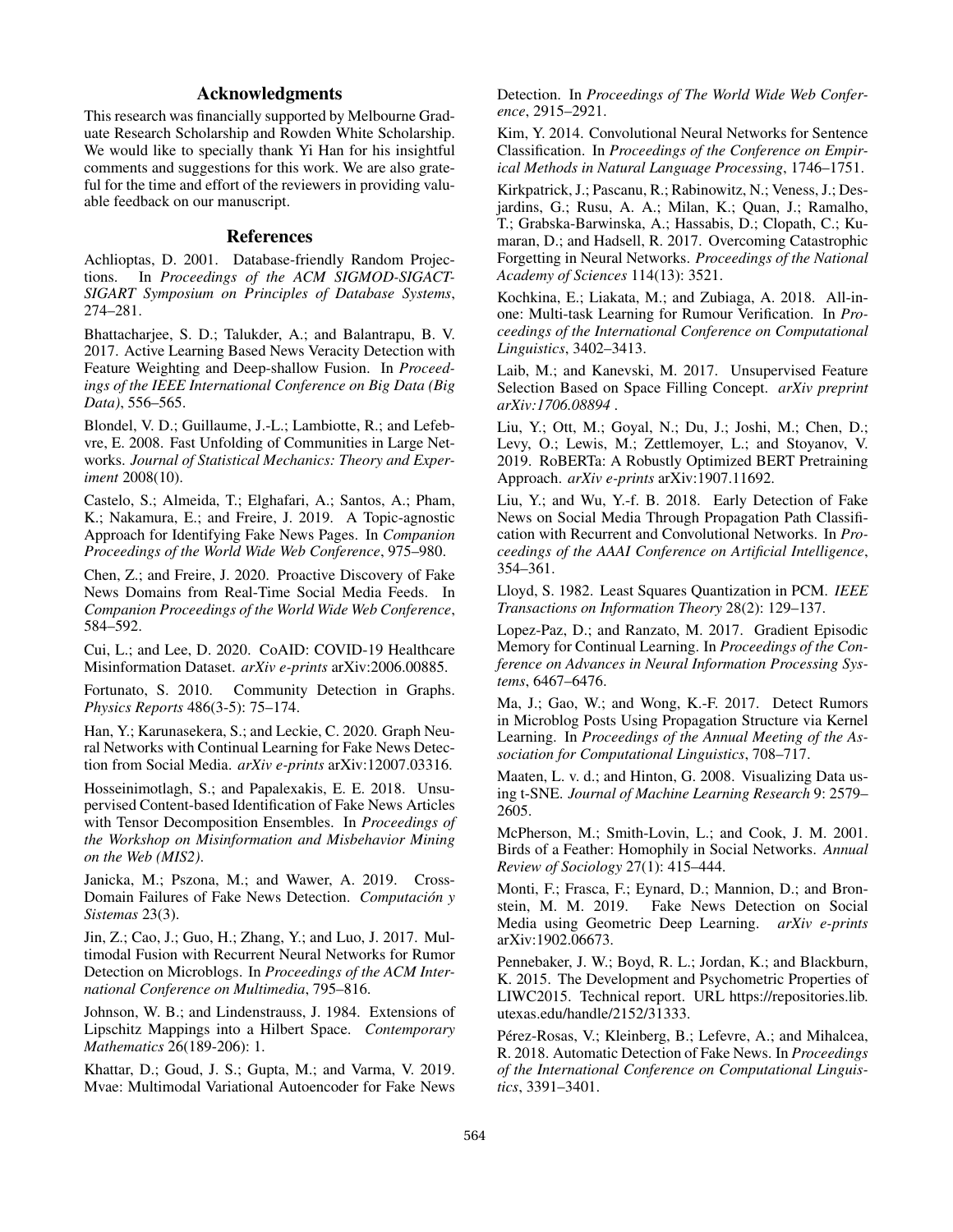## Acknowledgments

This research was financially supported by Melbourne Graduate Research Scholarship and Rowden White Scholarship. We would like to specially thank Yi Han for his insightful comments and suggestions for this work. We are also grateful for the time and effort of the reviewers in providing valuable feedback on our manuscript.

## References

Achlioptas, D. 2001. Database-friendly Random Projections. In *Proceedings of the ACM SIGMOD-SIGACT-SIGART Symposium on Principles of Database Systems*, 274–281.

Bhattacharjee, S. D.; Talukder, A.; and Balantrapu, B. V. 2017. Active Learning Based News Veracity Detection with Feature Weighting and Deep-shallow Fusion. In *Proceedings of the IEEE International Conference on Big Data (Big Data)*, 556–565.

Blondel, V. D.; Guillaume, J.-L.; Lambiotte, R.; and Lefebvre, E. 2008. Fast Unfolding of Communities in Large Networks. *Journal of Statistical Mechanics: Theory and Experiment* 2008(10).

Castelo, S.; Almeida, T.; Elghafari, A.; Santos, A.; Pham, K.; Nakamura, E.; and Freire, J. 2019. A Topic-agnostic Approach for Identifying Fake News Pages. In *Companion Proceedings of the World Wide Web Conference*, 975–980.

Chen, Z.; and Freire, J. 2020. Proactive Discovery of Fake News Domains from Real-Time Social Media Feeds. In *Companion Proceedings of the World Wide Web Conference*, 584–592.

Cui, L.; and Lee, D. 2020. CoAID: COVID-19 Healthcare Misinformation Dataset. *arXiv e-prints* arXiv:2006.00885.

Fortunato, S. 2010. Community Detection in Graphs. *Physics Reports* 486(3-5): 75–174.

Han, Y.; Karunasekera, S.; and Leckie, C. 2020. Graph Neural Networks with Continual Learning for Fake News Detection from Social Media. *arXiv e-prints* arXiv:12007.03316.

Hosseinimotlagh, S.; and Papalexakis, E. E. 2018. Unsupervised Content-based Identification of Fake News Articles with Tensor Decomposition Ensembles. In *Proceedings of the Workshop on Misinformation and Misbehavior Mining on the Web (MIS2)*.

Janicka, M.; Pszona, M.; and Wawer, A. 2019. Cross-Domain Failures of Fake News Detection. *Computación y Sistemas* 23(3).

Jin, Z.; Cao, J.; Guo, H.; Zhang, Y.; and Luo, J. 2017. Multimodal Fusion with Recurrent Neural Networks for Rumor Detection on Microblogs. In *Proceedings of the ACM International Conference on Multimedia*, 795–816.

Johnson, W. B.; and Lindenstrauss, J. 1984. Extensions of Lipschitz Mappings into a Hilbert Space. *Contemporary Mathematics* 26(189-206): 1.

Khattar, D.; Goud, J. S.; Gupta, M.; and Varma, V. 2019. Mvae: Multimodal Variational Autoencoder for Fake News Detection. In *Proceedings of The World Wide Web Conference*, 2915–2921.

Kim, Y. 2014. Convolutional Neural Networks for Sentence Classification. In *Proceedings of the Conference on Empirical Methods in Natural Language Processing*, 1746–1751.

Kirkpatrick, J.; Pascanu, R.; Rabinowitz, N.; Veness, J.; Desjardins, G.; Rusu, A. A.; Milan, K.; Quan, J.; Ramalho, T.; Grabska-Barwinska, A.; Hassabis, D.; Clopath, C.; Kumaran, D.; and Hadsell, R. 2017. Overcoming Catastrophic Forgetting in Neural Networks. *Proceedings of the National Academy of Sciences* 114(13): 3521.

Kochkina, E.; Liakata, M.; and Zubiaga, A. 2018. All-in-one: Multi-task Learning for Rumour Verification. In *Proceedings of the International Conference on Computational Linguistics*, 3402–3413.

Laib, M.; and Kanevski, M. 2017. Unsupervised Feature Selection Based on Space Filling Concept. *arXiv preprint arXiv:1706.08894* .

Liu, Y.; Ott, M.; Goyal, N.; Du, J.; Joshi, M.; Chen, D.; Levy, O.; Lewis, M.; Zettlemoyer, L.; and Stoyanov, V. 2019. RoBERTa: A Robustly Optimized BERT Pretraining Approach. *arXiv e-prints* arXiv:1907.11692.

Liu, Y.; and Wu, Y.-f. B. 2018. Early Detection of Fake News on Social Media Through Propagation Path Classification with Recurrent and Convolutional Networks. In *Proceedings of the AAAI Conference on Artificial Intelligence*, 354–361.

Lloyd, S. 1982. Least Squares Quantization in PCM. *IEEE Transactions on Information Theory* 28(2): 129–137.

Lopez-Paz, D.; and Ranzato, M. 2017. Gradient Episodic Memory for Continual Learning. In *Proceedings of the Conference on Advances in Neural Information Processing Systems*, 6467–6476.

Ma, J.; Gao, W.; and Wong, K.-F. 2017. Detect Rumors in Microblog Posts Using Propagation Structure via Kernel Learning. In *Proceedings of the Annual Meeting of the Association for Computational Linguistics*, 708–717.

Maaten, L. v. d.; and Hinton, G. 2008. Visualizing Data using t-SNE. *Journal of Machine Learning Research* 9: 2579–2605.

McPherson, M.; Smith-Lovin, L.; and Cook, J. M. 2001. Birds of a Feather: Homophily in Social Networks. *Annual Review of Sociology* 27(1): 415–444.

Monti, F.; Frasca, F.; Eynard, D.; Mannion, D.; and Bronstein, M. M. 2019. Fake News Detection on Social Media using Geometric Deep Learning. *arXiv e-prints* arXiv:1902.06673.

Pennebaker, J. W.; Boyd, R. L.; Jordan, K.; and Blackburn, K. 2015. The Development and Psychometric Properties of LIWC2015. Technical report. URL https://repositories.lib.utexas.edu/handle/2152/31333.

Pérez-Rosas, V.; Kleinberg, B.; Lefevre, A.; and Mihalcea, R. 2018. Automatic Detection of Fake News. In *Proceedings of the International Conference on Computational Linguistics*, 3391–3401.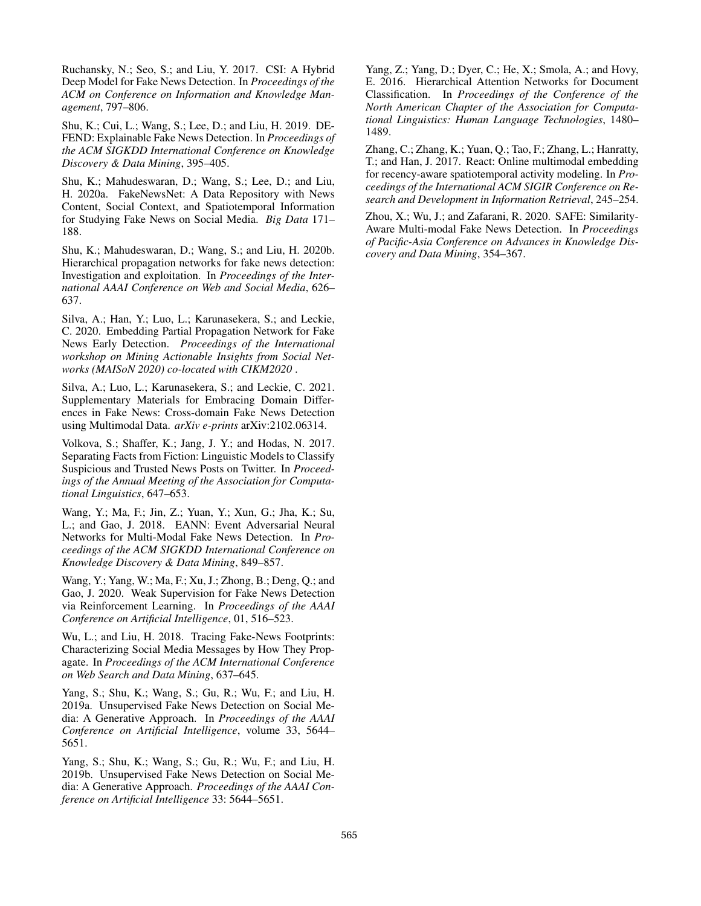Ruchansky, N.; Seo, S.; and Liu, Y. 2017. CSI: A Hybrid Deep Model for Fake News Detection. In *Proceedings of the ACM on Conference on Information and Knowledge Management*, 797–806.

Shu, K.; Cui, L.; Wang, S.; Lee, D.; and Liu, H. 2019. DEFEND: Explainable Fake News Detection. In *Proceedings of the ACM SIGKDD International Conference on Knowledge Discovery & Data Mining*, 395–405.

Shu, K.; Mahudeswaran, D.; Wang, S.; Lee, D.; and Liu, H. 2020a. FakeNewsNet: A Data Repository with News Content, Social Context, and Spatiotemporal Information for Studying Fake News on Social Media. *Big Data* 171–188.

Shu, K.; Mahudeswaran, D.; Wang, S.; and Liu, H. 2020b. Hierarchical propagation networks for fake news detection: Investigation and exploitation. In *Proceedings of the International AAAI Conference on Web and Social Media*, 626–637.

Silva, A.; Han, Y.; Luo, L.; Karunasekera, S.; and Leckie, C. 2020. Embedding Partial Propagation Network for Fake News Early Detection. *Proceedings of the International workshop on Mining Actionable Insights from Social Networks (MAISoN 2020) co-located with CIKM2020* .

Silva, A.; Luo, L.; Karunasekera, S.; and Leckie, C. 2021. Supplementary Materials for Embracing Domain Differences in Fake News: Cross-domain Fake News Detection using Multimodal Data. *arXiv e-prints* arXiv:2102.06314.

Volkova, S.; Shaffer, K.; Jang, J. Y.; and Hodas, N. 2017. Separating Facts from Fiction: Linguistic Models to Classify Suspicious and Trusted News Posts on Twitter. In *Proceedings of the Annual Meeting of the Association for Computational Linguistics*, 647–653.

Wang, Y.; Ma, F.; Jin, Z.; Yuan, Y.; Xun, G.; Jha, K.; Su, L.; and Gao, J. 2018. EANN: Event Adversarial Neural Networks for Multi-Modal Fake News Detection. In *Proceedings of the ACM SIGKDD International Conference on Knowledge Discovery & Data Mining*, 849–857.

Wang, Y.; Yang, W.; Ma, F.; Xu, J.; Zhong, B.; Deng, Q.; and Gao, J. 2020. Weak Supervision for Fake News Detection via Reinforcement Learning. In *Proceedings of the AAAI Conference on Artificial Intelligence*, 01, 516–523.

Wu, L.; and Liu, H. 2018. Tracing Fake-News Footprints: Characterizing Social Media Messages by How They Propagate. In *Proceedings of the ACM International Conference on Web Search and Data Mining*, 637–645.

Yang, S.; Shu, K.; Wang, S.; Gu, R.; Wu, F.; and Liu, H. 2019a. Unsupervised Fake News Detection on Social Media: A Generative Approach. In *Proceedings of the AAAI Conference on Artificial Intelligence*, volume 33, 5644–5651.

Yang, S.; Shu, K.; Wang, S.; Gu, R.; Wu, F.; and Liu, H. 2019b. Unsupervised Fake News Detection on Social Media: A Generative Approach. *Proceedings of the AAAI Conference on Artificial Intelligence* 33: 5644–5651.

Yang, Z.; Yang, D.; Dyer, C.; He, X.; Smola, A.; and Hovy, E. 2016. Hierarchical Attention Networks for Document Classification. In *Proceedings of the Conference of the North American Chapter of the Association for Computational Linguistics: Human Language Technologies*, 1480–1489.

Zhang, C.; Zhang, K.; Yuan, Q.; Tao, F.; Zhang, L.; Hanratty, T.; and Han, J. 2017. React: Online multimodal embedding for recency-aware spatiotemporal activity modeling. In *Proceedings of the International ACM SIGIR Conference on Research and Development in Information Retrieval*, 245–254.

Zhou, X.; Wu, J.; and Zafarani, R. 2020. SAFE: Similarity-Aware Multi-modal Fake News Detection. In *Proceedings of Pacific-Asia Conference on Advances in Knowledge Discovery and Data Mining*, 354–367.